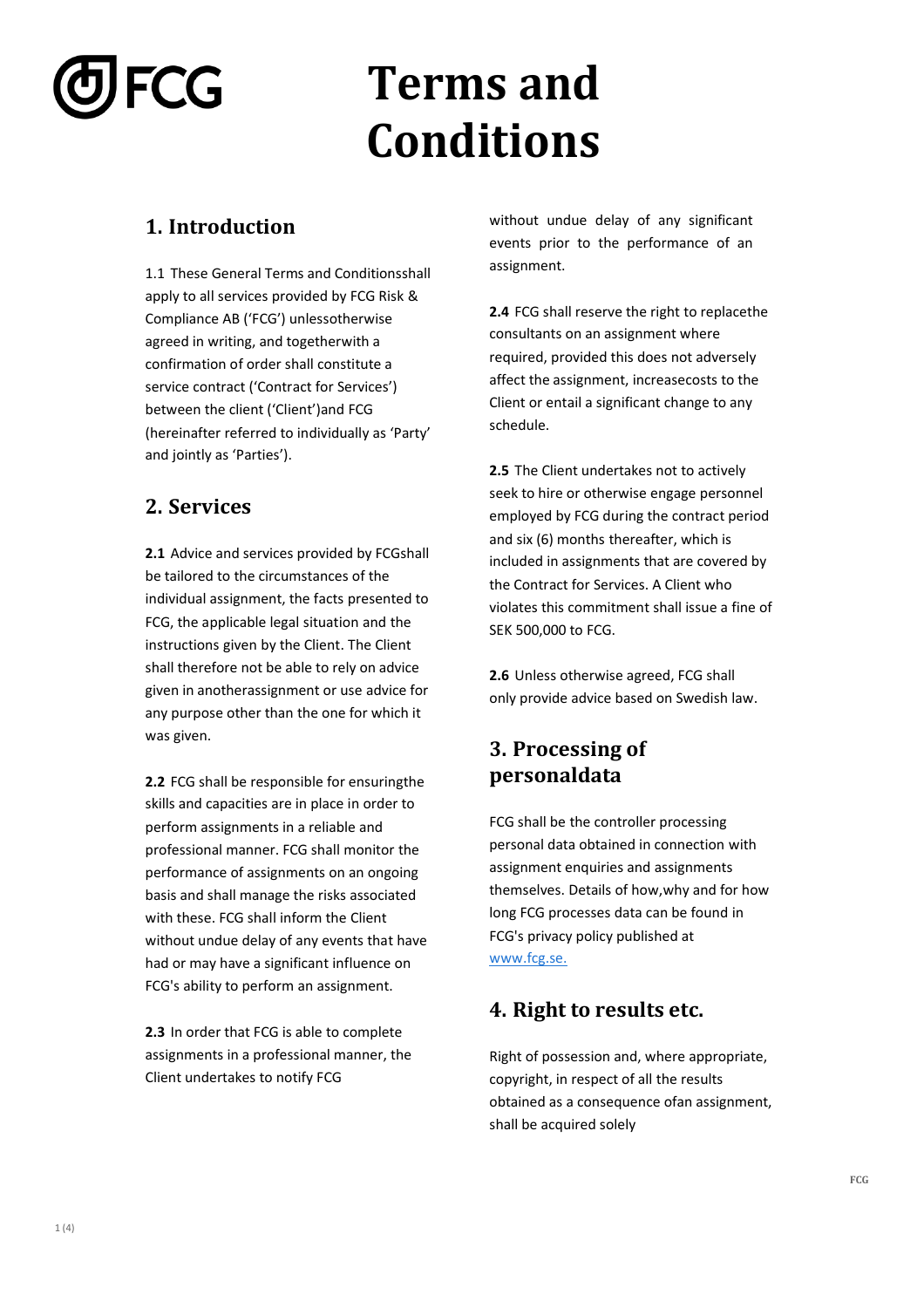# Terms and Conditions

## 1. Introduction

1.1 These General Terms and Conditionsshall apply to all services provided by FCG Risk & Compliance AB ('FCG') unlessotherwise agreed in writing, and togetherwith a confirmation of order shall constitute a service contract ('Contract for Services') between the client ('Client')and FCG (hereinafter referred to individually as 'Party' and jointly as 'Parties').

## 2. Services

**2.1** Advice and services provided by FCGshall be tailored to the circumstances of the individual assignment, the facts presented to FCG, the applicable legal situation and the instructions given by the Client. The Client shall therefore not be able to rely on advice given in anotherassignment or use advice for any purpose other than the one for which it was given.

**2.2** FCG shall be responsible for ensuringthe skills and capacities are in place in order to perform assignments in a reliable and professional manner. FCG shall monitor the performance of assignments on an ongoing basis and shall manage the risks associated with these. FCG shall inform the Client without undue delay of any events that have had or may have a significant influence on FCG's ability to perform an assignment.

**2.3** In order that FCG is able to complete assignments in a professional manner, the Client undertakes to notify FCG without undue delay of any significant events prior to the performance of an assignment.

**2.4** FCG shall reserve the right to replacethe consultants on an assignment where required, provided this does not adversely affect the assignment, increasecosts to the Client or entail a significant change to any schedule.

**2.5** The Client undertakes not to actively seek to hire or otherwise engage personnel employed by FCG during the contract period and six (6) months thereafter, which is included in assignments that are covered by the Contract for Services. A Client who violates this commitment shall issue a fine of SEK 500,000 to FCG.

**2.6** Unless otherwise agreed, FCG shall only provide advice based on Swedish law.

## 3. Processing of personaldata

FCG shall be the controller processing personal data obtained in connection with assignment enquiries and assignments themselves. Details of how,why and for how long FCG processes data can be found in FCG's privacy policy published at [www.fcg.se.](http://www.fcg.se)

## 4. Right to results etc.

Right of possession and, where appropriate, copyright, in respect of all the results obtained as a consequence ofan assignment, shall be acquired solely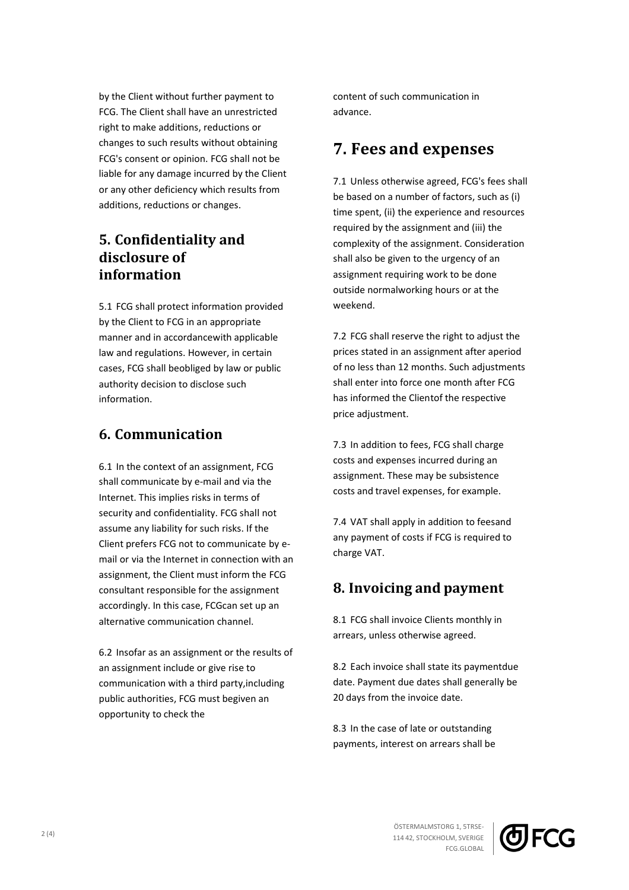by the Client without further payment to FCG. The Client shall have an unrestricted right to make additions, reductions or changes to such results without obtaining FCG's consent or opinion. FCG shall not be liable for any damage incurred by the Client or any other deficiency which results from additions, reductions or changes.

## 5. Confidentiality and disclosure of information

5.1 FCG shall protect information provided by the Client to FCG in an appropriate manner and in accordancewith applicable law and regulations. However, in certain cases, FCG shall beobliged by law or public authority decision to disclose such information.

## 6. Communication

6.1 In the context of an assignment, FCG shall communicate by e-mail and via the Internet. This implies risks in terms of security and confidentiality. FCG shall not assume any liability for such risks. If the Client prefers FCG not to communicate by e-mail or via the Internet in connection with an assignment, the Client must inform the FCG consultant responsible for the assignment accordingly. In this case, FCGcan set up an alternative communication channel.

6.2 Insofar as an assignment or the results of an assignment include or give rise to communication with a third party,including public authorities, FCG must begiven an opportunity to check the content of such communication in advance.

## 7. Fees and expenses

7.1 Unless otherwise agreed, FCG's fees shall be based on a number of factors, such as (i) time spent, (ii) the experience and resources required by the assignment and (iii) the complexity of the assignment. Consideration shall also be given to the urgency of an assignment requiring work to be done outside normalworking hours or at the weekend.

7.2 FCG shall reserve the right to adjust the prices stated in an assignment after aperiod of no less than 12 months. Such adjustments shall enter into force one month after FCG has informed the Clientof the respective price adjustment.

7.3 In addition to fees, FCG shall charge costs and expenses incurred during an assignment. These may be subsistence costs and travel expenses, for example.

7.4 VAT shall apply in addition to feesand any payment of costs if FCG is required to charge VAT.

## 8. Invoicing and payment

8.1 FCG shall invoice Clients monthly in arrears, unless otherwise agreed.

8.2 Each invoice shall state its paymentdue date. Payment due dates shall generally be 20 days from the invoice date.

8.3 In the case of late or outstanding payments, interest on arrears shall be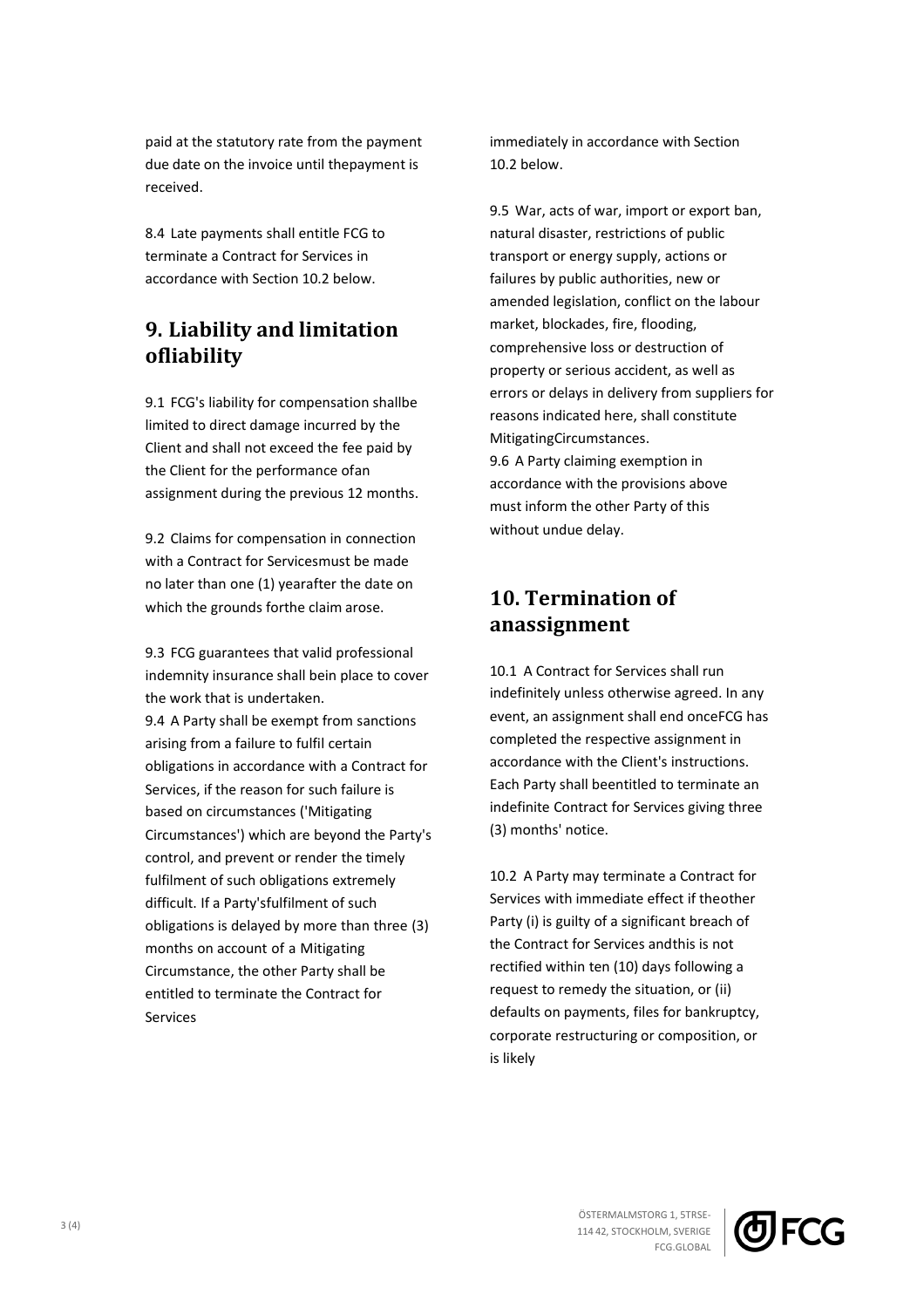paid at the statutory rate from the payment due date on the invoice until thepayment is received.

8.4 Late payments shall entitle FCG to terminate a Contract for Services in accordance with Section 10.2 below.

## 9. Liability and limitation ofliability

9.1 FCG's liability for compensation shallbe limited to direct damage incurred by the Client and shall not exceed the fee paid by the Client for the performance ofan assignment during the previous 12 months.

9.2 Claims for compensation in connection with a Contract for Servicesmust be made no later than one (1) yearafter the date on which the grounds forthe claim arose.

9.3 FCG guarantees that valid professional indemnity insurance shall bein place to cover the work that is undertaken.
9.4 A Party shall be exempt from sanctions arising from a failure to fulfil certain obligations in accordance with a Contract for Services, if the reason for such failure is based on circumstances ('Mitigating Circumstances') which are beyond the Party's control, and prevent or render the timely fulfilment of such obligations extremely difficult. If a Party'sfulfilment of such obligations is delayed by more than three (3) months on account of a Mitigating Circumstance, the other Party shall be entitled to terminate the Contract for Services immediately in accordance with Section 10.2 below.

9.5 War, acts of war, import or export ban, natural disaster, restrictions of public transport or energy supply, actions or failures by public authorities, new or amended legislation, conflict on the labour market, blockades, fire, flooding, comprehensive loss or destruction of property or serious accident, as well as errors or delays in delivery from suppliers for reasons indicated here, shall constitute MitigatingCircumstances.
9.6 A Party claiming exemption in accordance with the provisions above must inform the other Party of this without undue delay.

## 10. Termination of anassignment

10.1 A Contract for Services shall run indefinitely unless otherwise agreed. In any event, an assignment shall end onceFCG has completed the respective assignment in accordance with the Client's instructions. Each Party shall beentitled to terminate an indefinite Contract for Services giving three (3) months' notice.

10.2 A Party may terminate a Contract for Services with immediate effect if theother Party (i) is guilty of a significant breach of the Contract for Services andthis is not rectified within ten (10) days following a request to remedy the situation, or (ii) defaults on payments, files for bankruptcy, corporate restructuring or composition, or is likely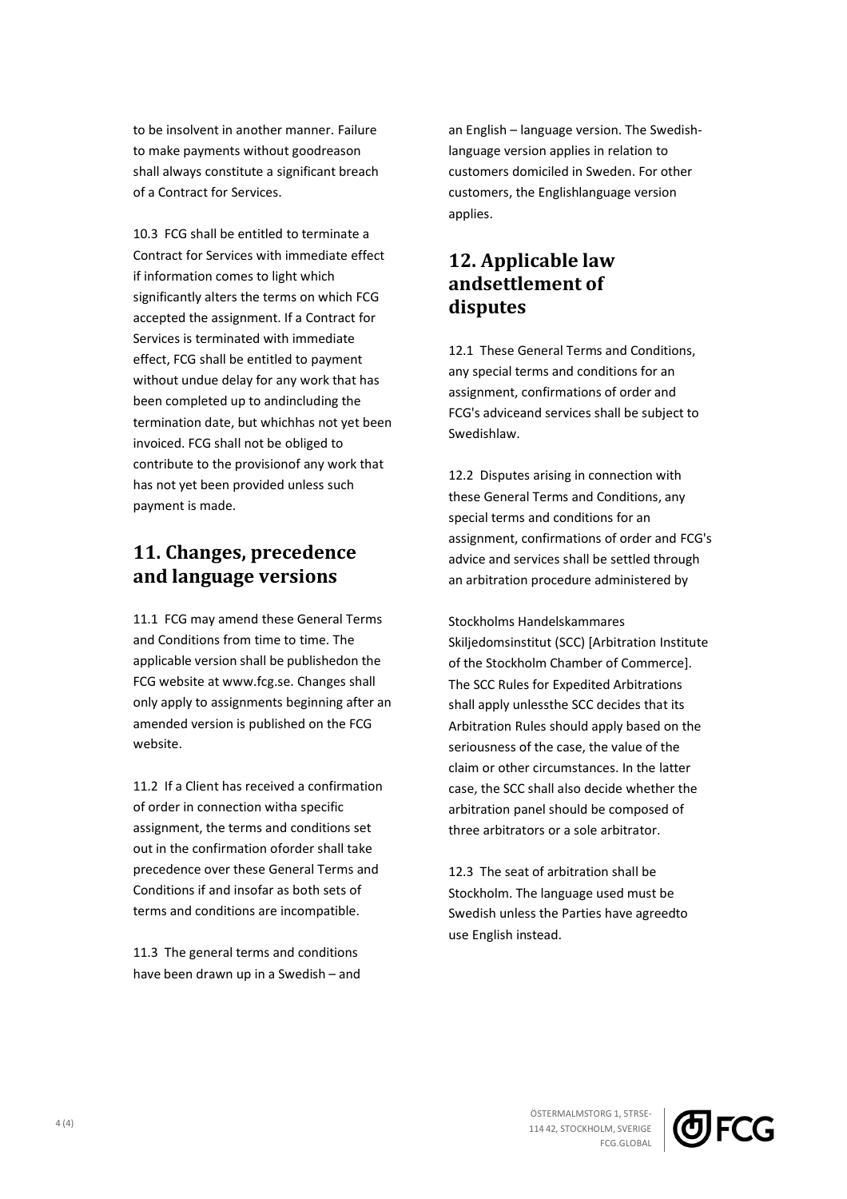to be insolvent in another manner. Failure to make payments without goodreason shall always constitute a significant breach of a Contract for Services.

10.3 FCG shall be entitled to terminate a Contract for Services with immediate effect if information comes to light which significantly alters the terms on which FCG accepted the assignment. If a Contract for Services is terminated with immediate effect, FCG shall be entitled to payment without undue delay for any work that has been completed up to andincluding the termination date, but whichhas not yet been invoiced. FCG shall not be obliged to contribute to the provisionof any work that has not yet been provided unless such payment is made.

## 11. Changes, precedence and language versions

11.1 FCG may amend these General Terms and Conditions from time to time. The applicable version shall be publishedon the FCG website at www.fcg.se. Changes shall only apply to assignments beginning after an amended version is published on the FCG website.

11.2 If a Client has received a confirmation of order in connection witha specific assignment, the terms and conditions set out in the confirmation oforder shall take precedence over these General Terms and Conditions if and insofar as both sets of terms and conditions are incompatible.

11.3 The general terms and conditions have been drawn up in a Swedish – and an English – language version. The Swedish-language version applies in relation to customers domiciled in Sweden. For other customers, the Englishlanguage version applies.

## 12. Applicable law andsettlement of disputes

12.1 These General Terms and Conditions, any special terms and conditions for an assignment, confirmations of order and FCG's adviceand services shall be subject to Swedishlaw.

12.2 Disputes arising in connection with these General Terms and Conditions, any special terms and conditions for an assignment, confirmations of order and FCG's advice and services shall be settled through an arbitration procedure administered by

Stockholms Handelskammares Skiljedomsinstitut (SCC) [Arbitration Institute of the Stockholm Chamber of Commerce]. The SCC Rules for Expedited Arbitrations shall apply unlessthe SCC decides that its Arbitration Rules should apply based on the seriousness of the case, the value of the claim or other circumstances. In the latter case, the SCC shall also decide whether the arbitration panel should be composed of three arbitrators or a sole arbitrator.

12.3 The seat of arbitration shall be Stockholm. The language used must be Swedish unless the Parties have agreedto use English instead.